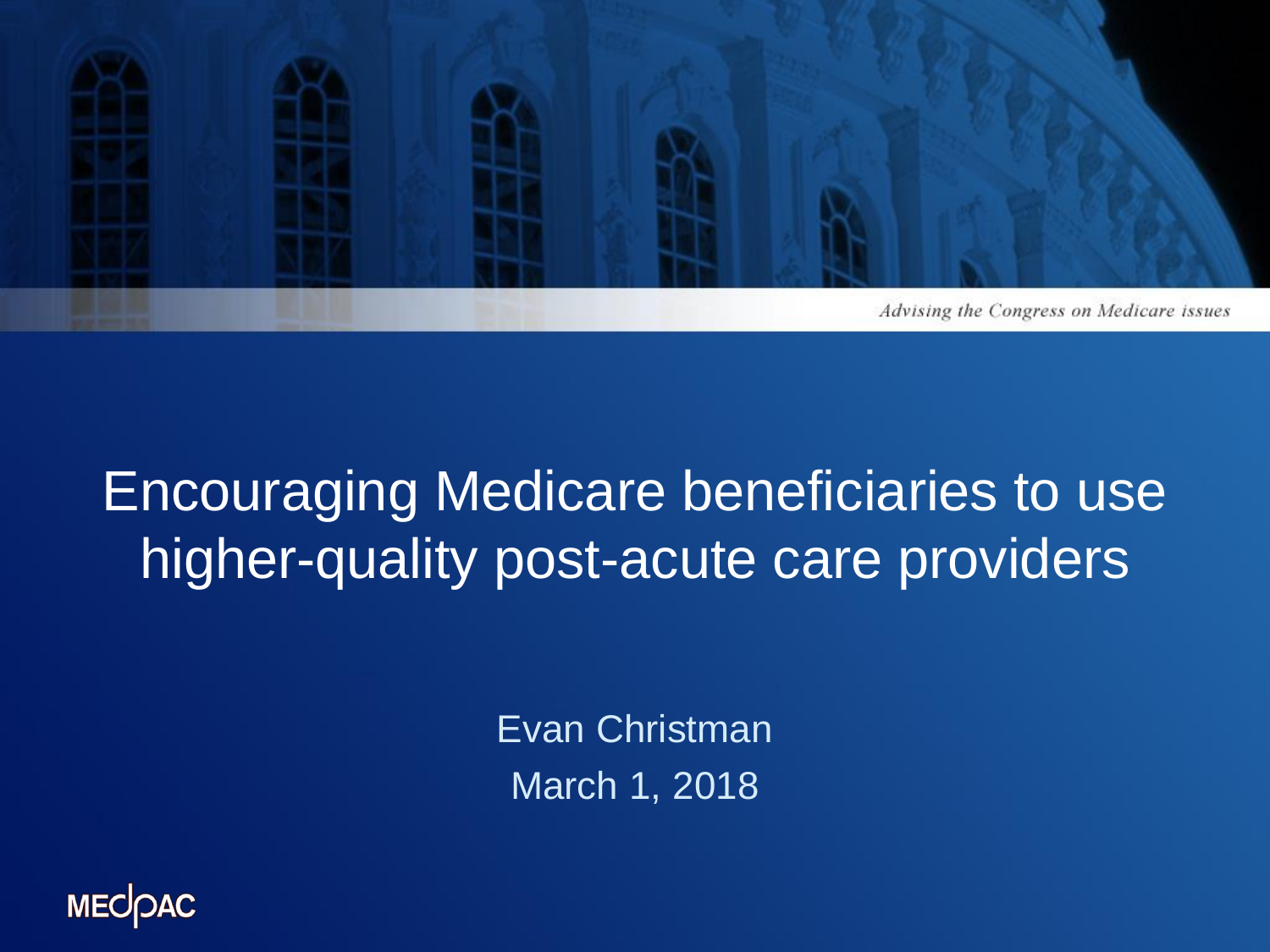Advising the Congress on Medicare issues

# Encouraging Medicare beneficiaries to use higher-quality post-acute care providers

Evan Christman

March 1, 2018

MEDPAC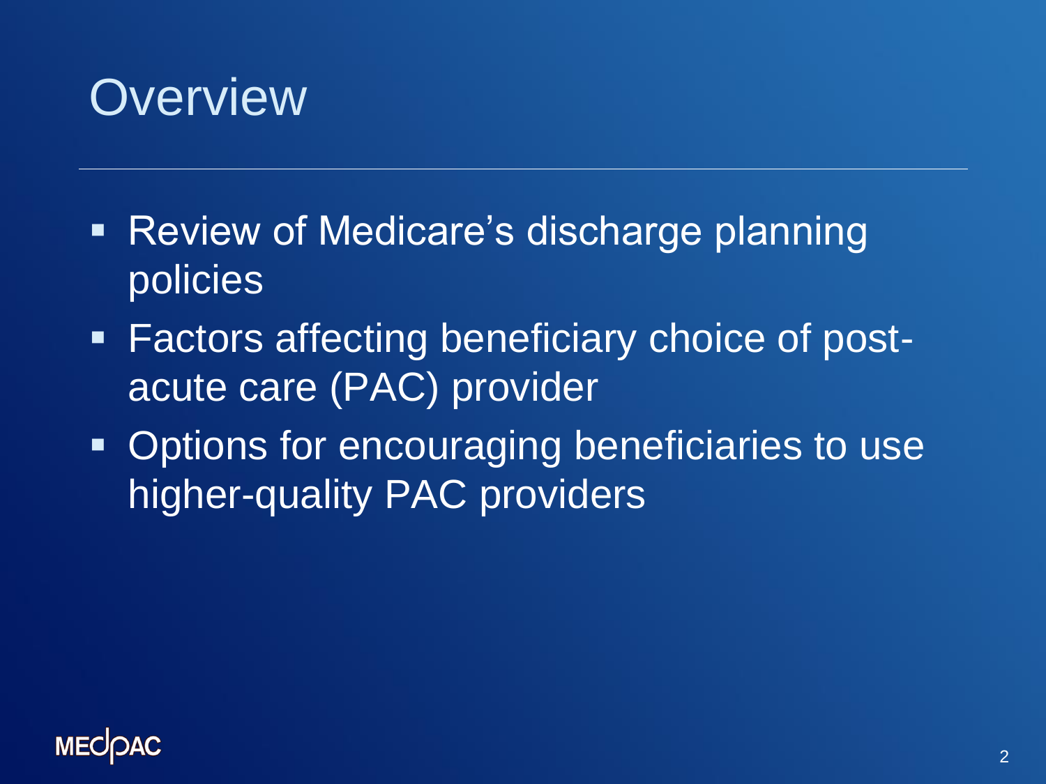# Overview

- Review of Medicare's discharge planning policies
- Factors affecting beneficiary choice of post-acute care (PAC) provider
- Options for encouraging beneficiaries to use higher-quality PAC providers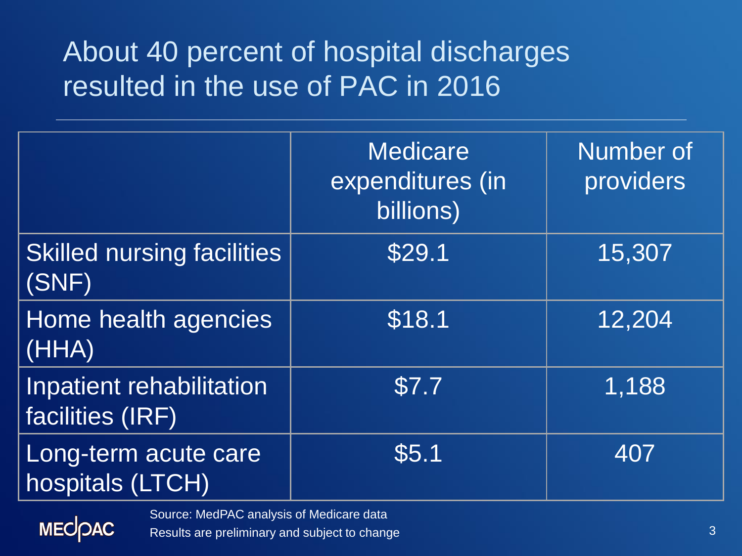# About 40 percent of hospital discharges resulted in the use of PAC in 2016

| | Medicare expenditures (in billions) | Number of providers |
|---|---|---|
| Skilled nursing facilities (SNF) | $29.1 | 15,307 |
| Home health agencies (HHA) | $18.1 | 12,204 |
| Inpatient rehabilitation facilities (IRF) | $7.7 | 1,188 |
| Long-term acute care hospitals (LTCH) | $5.1 | 407 |

Source: MedPAC analysis of Medicare data
Results are preliminary and subject to change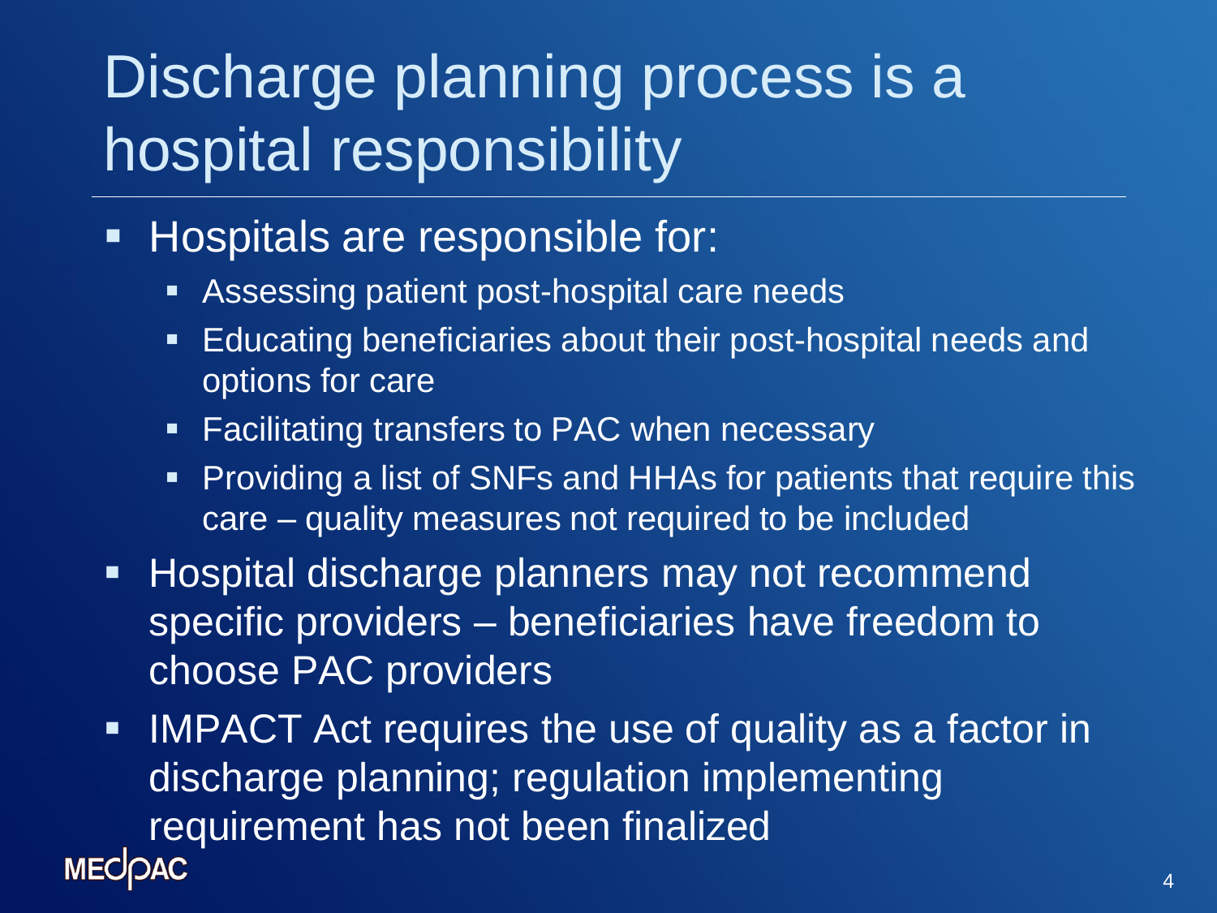# Discharge planning process is a hospital responsibility

- Hospitals are responsible for:
  - Assessing patient post-hospital care needs
  - Educating beneficiaries about their post-hospital needs and options for care
  - Facilitating transfers to PAC when necessary
  - Providing a list of SNFs and HHAs for patients that require this care – quality measures not required to be included
- Hospital discharge planners may not recommend specific providers – beneficiaries have freedom to choose PAC providers
- IMPACT Act requires the use of quality as a factor in discharge planning; regulation implementing requirement has not been finalized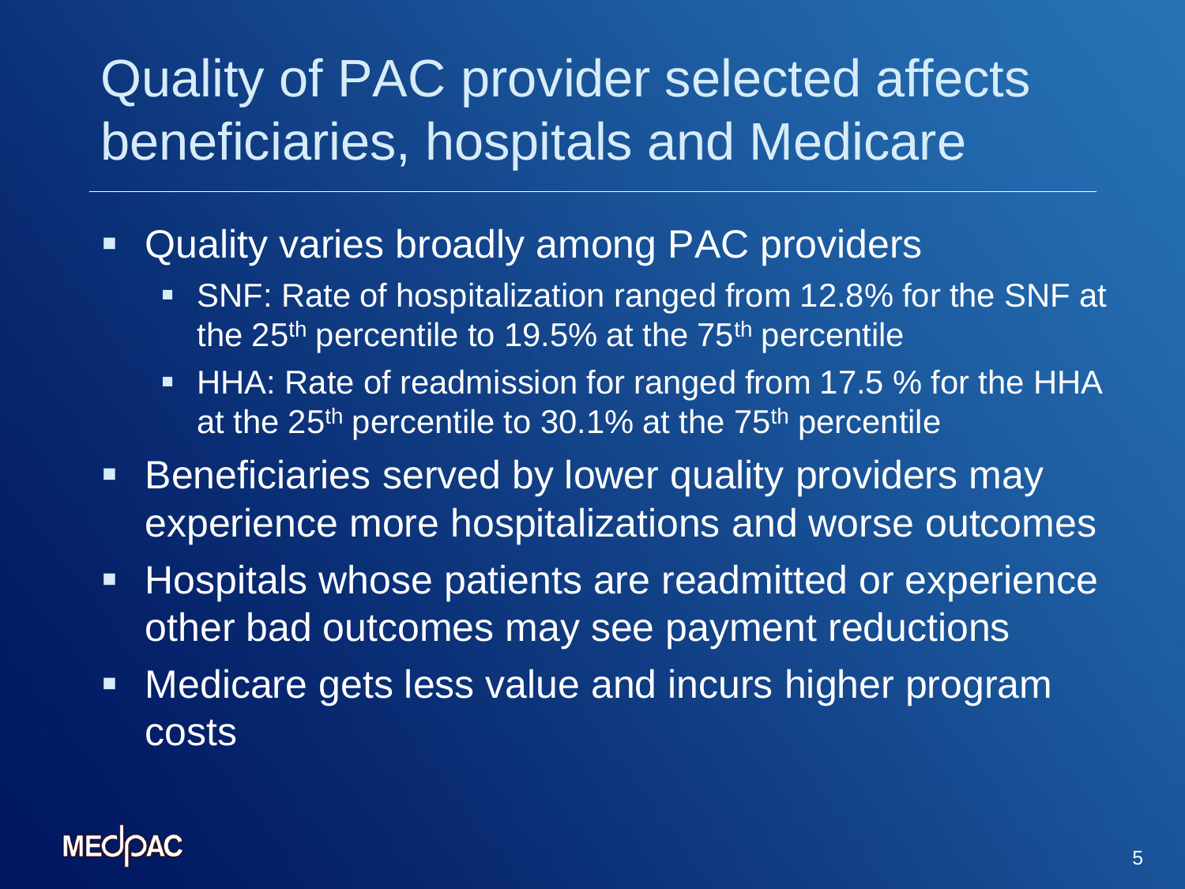# Quality of PAC provider selected affects beneficiaries, hospitals and Medicare

- Quality varies broadly among PAC providers
  - SNF: Rate of hospitalization ranged from 12.8% for the SNF at the 25th percentile to 19.5% at the 75th percentile
  - HHA: Rate of readmission for ranged from 17.5 % for the HHA at the 25th percentile to 30.1% at the 75th percentile
- Beneficiaries served by lower quality providers may experience more hospitalizations and worse outcomes
- Hospitals whose patients are readmitted or experience other bad outcomes may see payment reductions
- Medicare gets less value and incurs higher program costs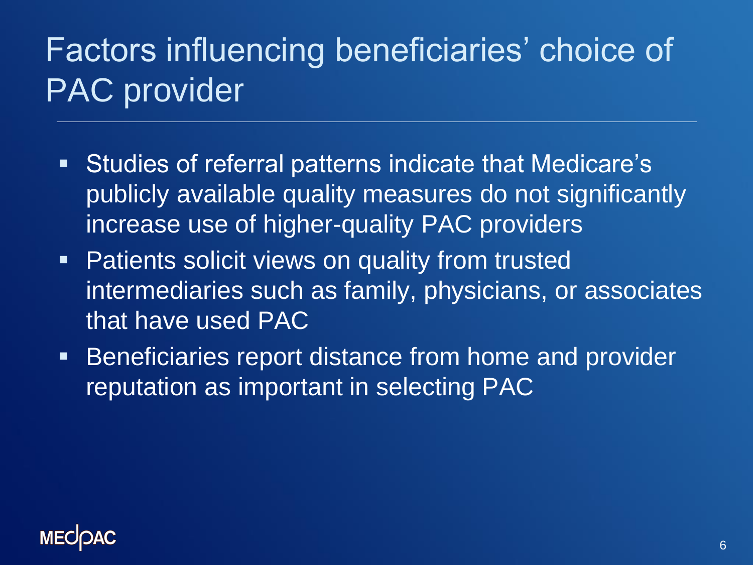# Factors influencing beneficiaries' choice of PAC provider

- Studies of referral patterns indicate that Medicare's publicly available quality measures do not significantly increase use of higher-quality PAC providers
- Patients solicit views on quality from trusted intermediaries such as family, physicians, or associates that have used PAC
- Beneficiaries report distance from home and provider reputation as important in selecting PAC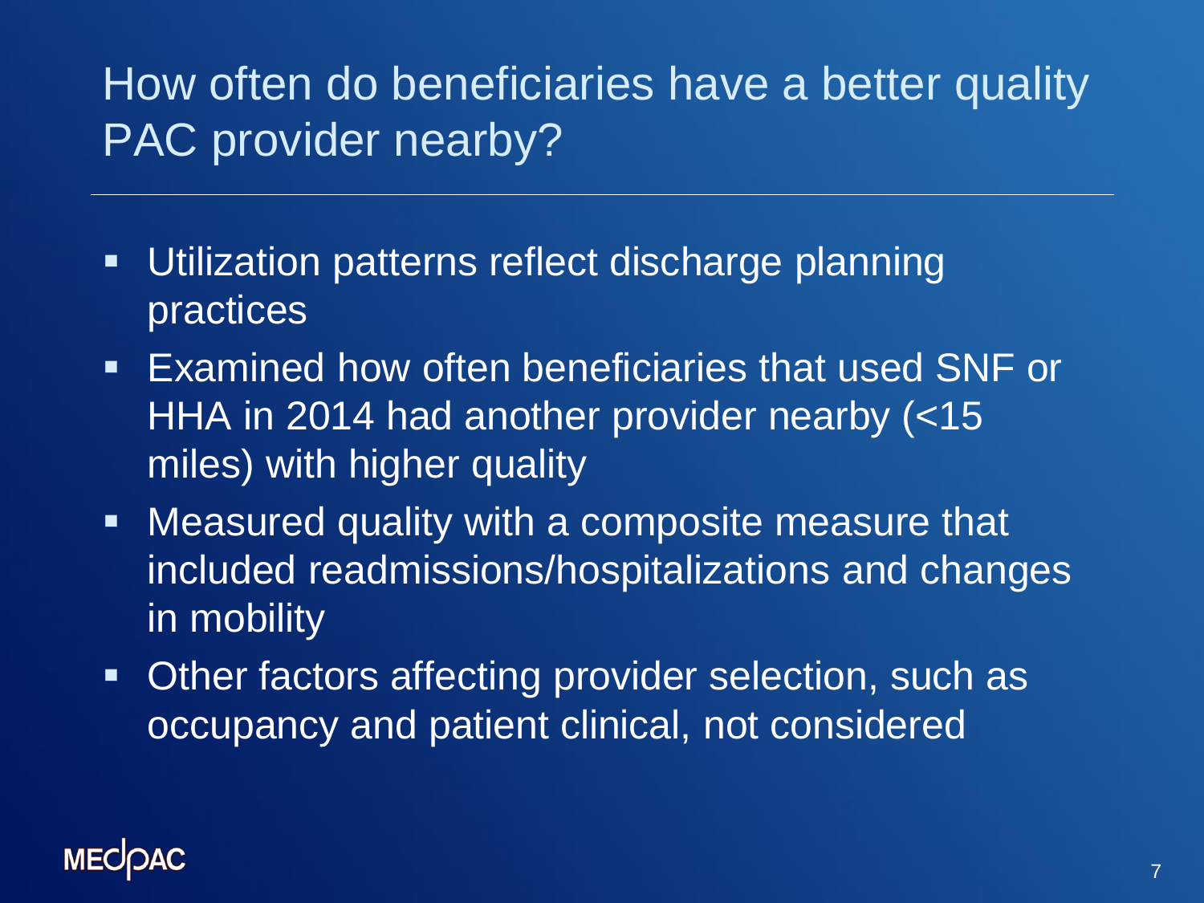# How often do beneficiaries have a better quality PAC provider nearby?

- Utilization patterns reflect discharge planning practices
- Examined how often beneficiaries that used SNF or HHA in 2014 had another provider nearby (<15 miles) with higher quality
- Measured quality with a composite measure that included readmissions/hospitalizations and changes in mobility
- Other factors affecting provider selection, such as occupancy and patient clinical, not considered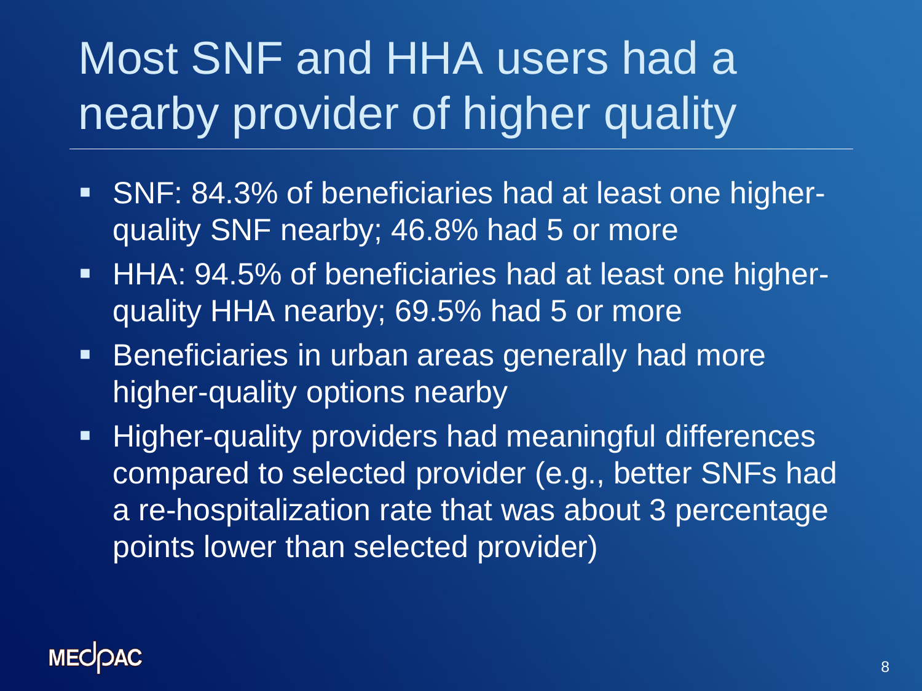# Most SNF and HHA users had a nearby provider of higher quality

- SNF: 84.3% of beneficiaries had at least one higher-quality SNF nearby; 46.8% had 5 or more
- HHA: 94.5% of beneficiaries had at least one higher-quality HHA nearby; 69.5% had 5 or more
- Beneficiaries in urban areas generally had more higher-quality options nearby
- Higher-quality providers had meaningful differences compared to selected provider (e.g., better SNFs had a re-hospitalization rate that was about 3 percentage points lower than selected provider)

MEDPAC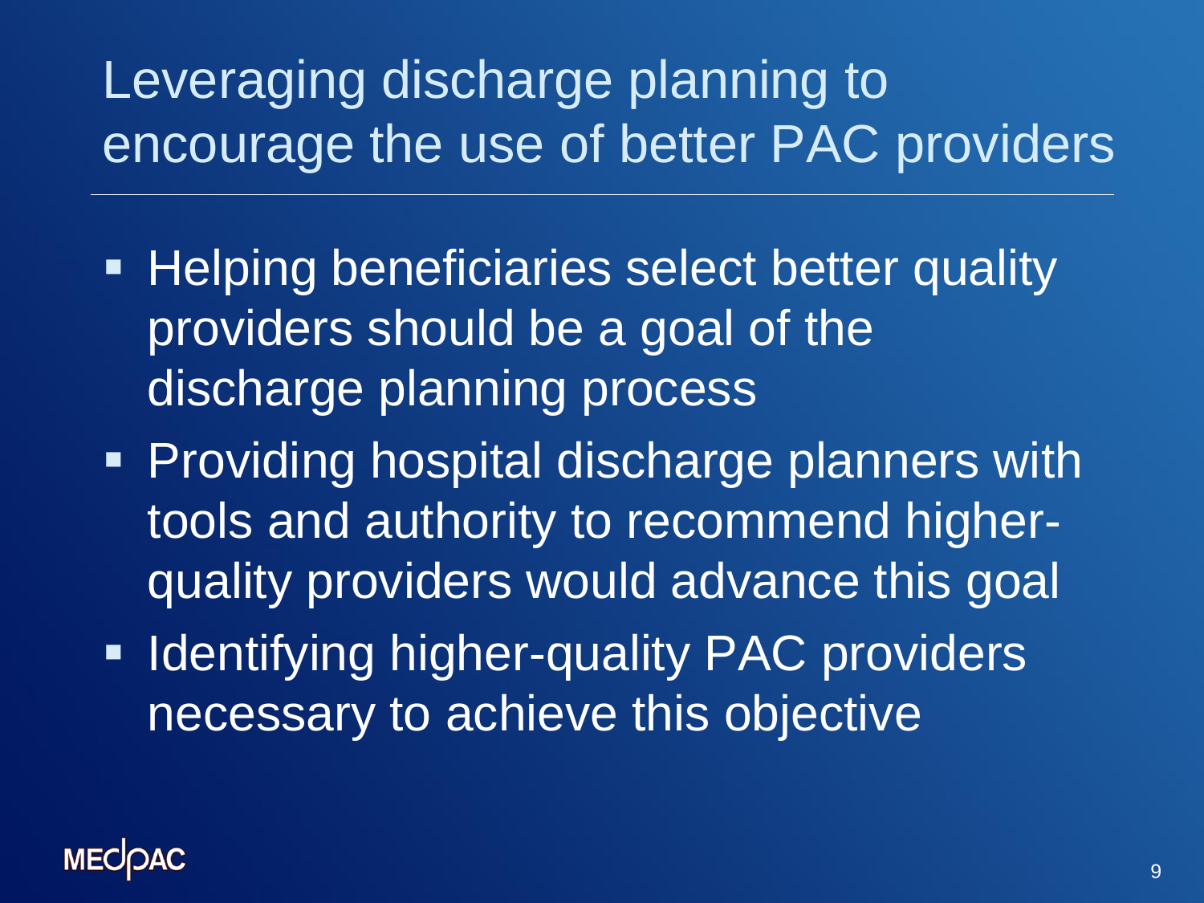# Leveraging discharge planning to encourage the use of better PAC providers

- Helping beneficiaries select better quality providers should be a goal of the discharge planning process
- Providing hospital discharge planners with tools and authority to recommend higher-quality providers would advance this goal
- Identifying higher-quality PAC providers necessary to achieve this objective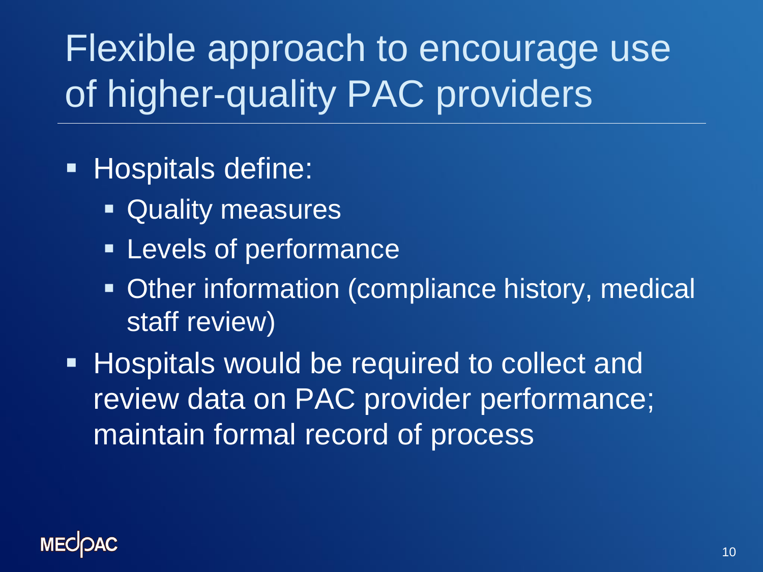# Flexible approach to encourage use of higher-quality PAC providers

- Hospitals define:
  - Quality measures
  - Levels of performance
  - Other information (compliance history, medical staff review)
- Hospitals would be required to collect and review data on PAC provider performance; maintain formal record of process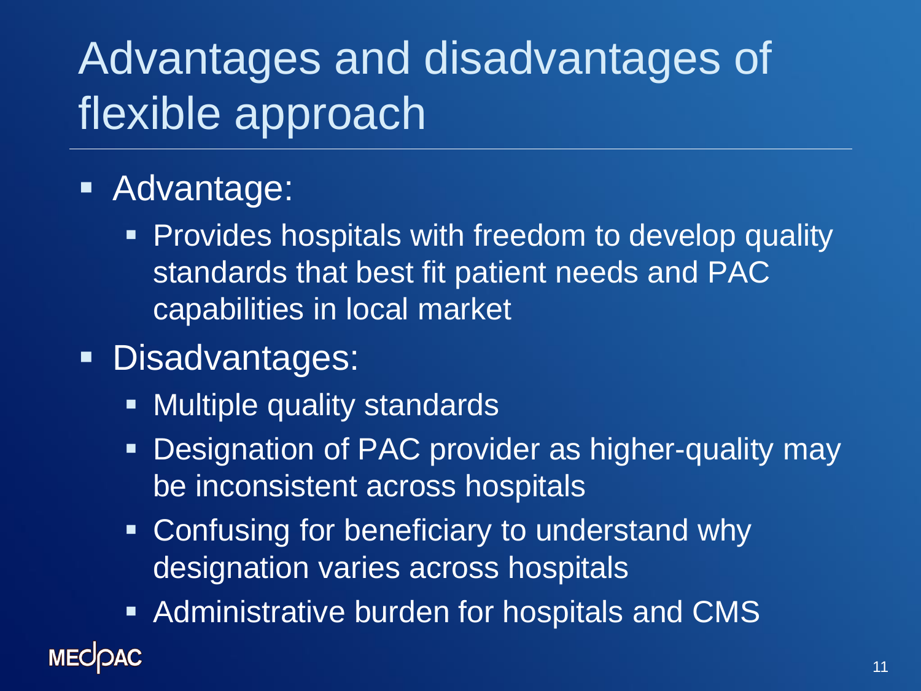# Advantages and disadvantages of flexible approach

- Advantage:
  - Provides hospitals with freedom to develop quality standards that best fit patient needs and PAC capabilities in local market
- Disadvantages:
  - Multiple quality standards
  - Designation of PAC provider as higher-quality may be inconsistent across hospitals
  - Confusing for beneficiary to understand why designation varies across hospitals
  - Administrative burden for hospitals and CMS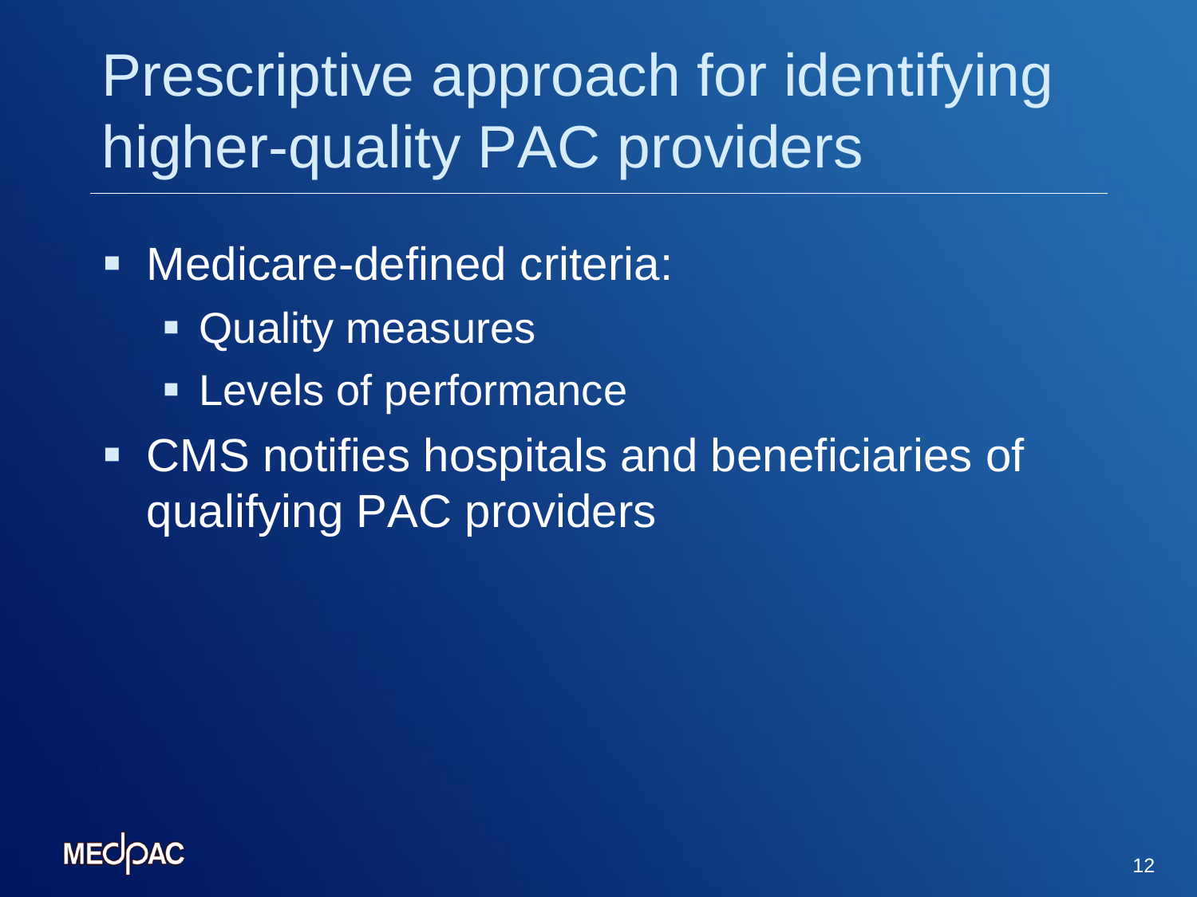# Prescriptive approach for identifying higher-quality PAC providers

- Medicare-defined criteria:
  - Quality measures
  - Levels of performance
- CMS notifies hospitals and beneficiaries of qualifying PAC providers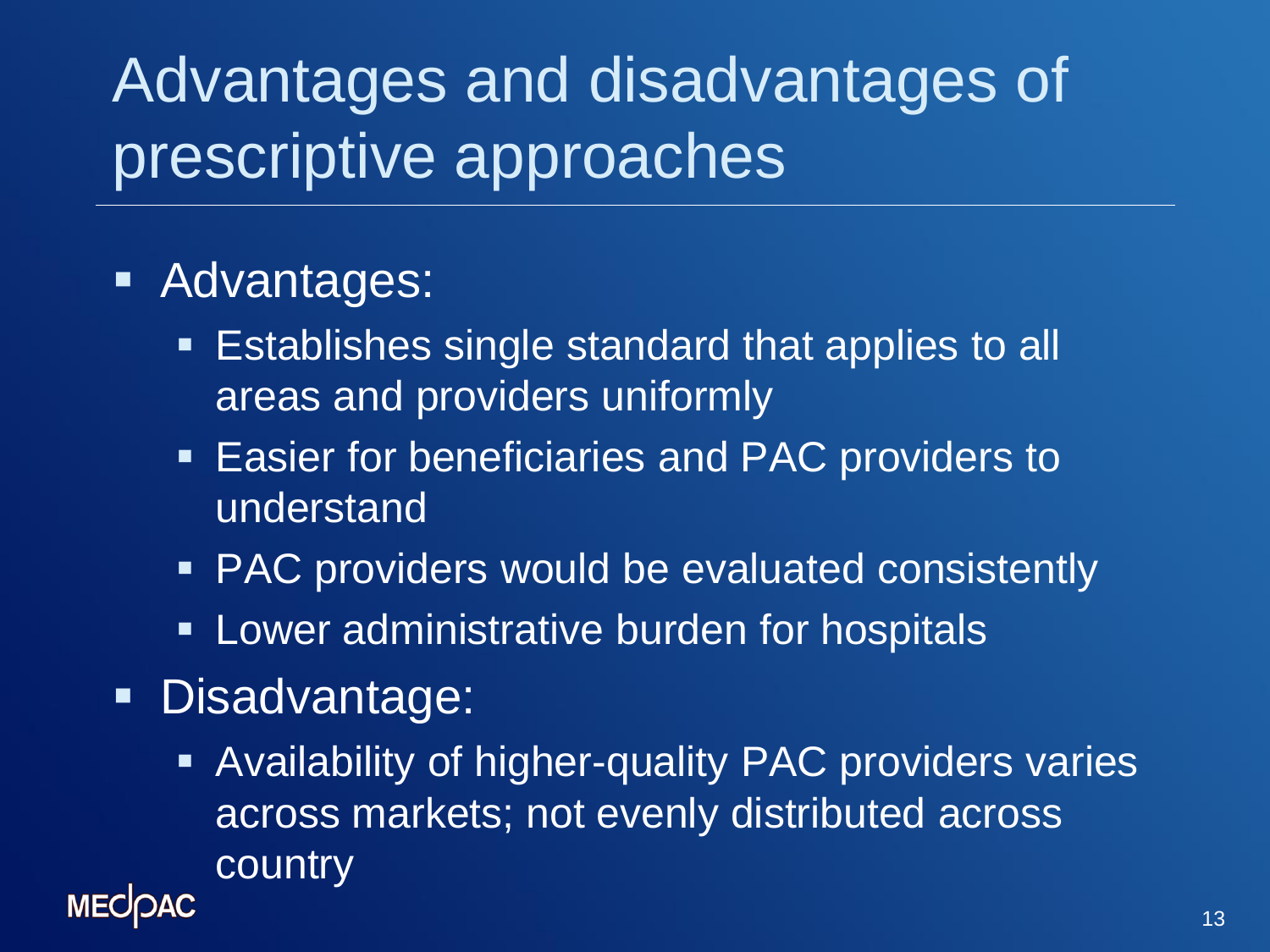# Advantages and disadvantages of prescriptive approaches

- Advantages:
  - Establishes single standard that applies to all areas and providers uniformly
  - Easier for beneficiaries and PAC providers to understand
  - PAC providers would be evaluated consistently
  - Lower administrative burden for hospitals
- Disadvantage:
  - Availability of higher-quality PAC providers varies across markets; not evenly distributed across country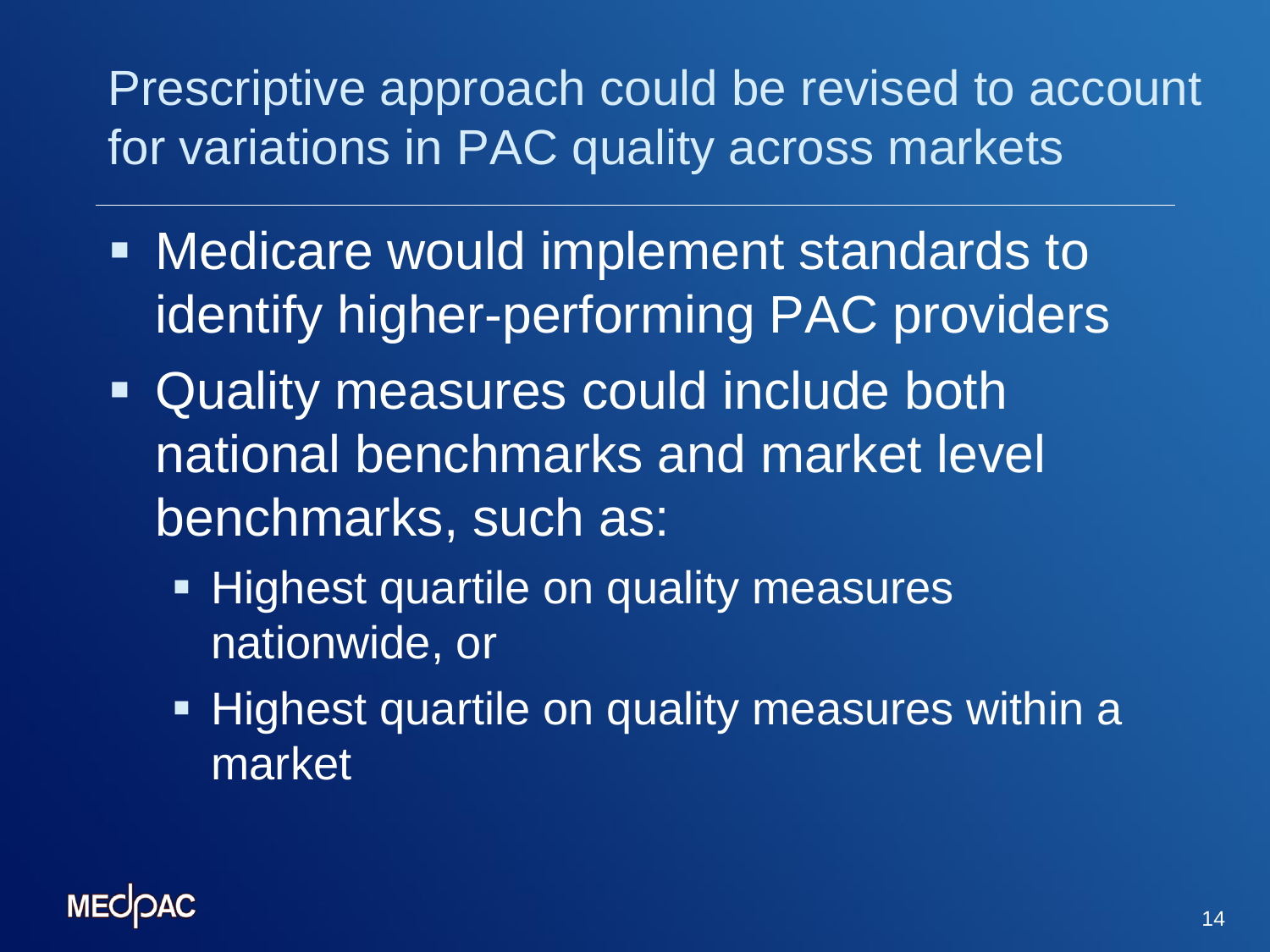# Prescriptive approach could be revised to account for variations in PAC quality across markets

- Medicare would implement standards to identify higher-performing PAC providers
- Quality measures could include both national benchmarks and market level benchmarks, such as:
  - Highest quartile on quality measures nationwide, or
  - Highest quartile on quality measures within a market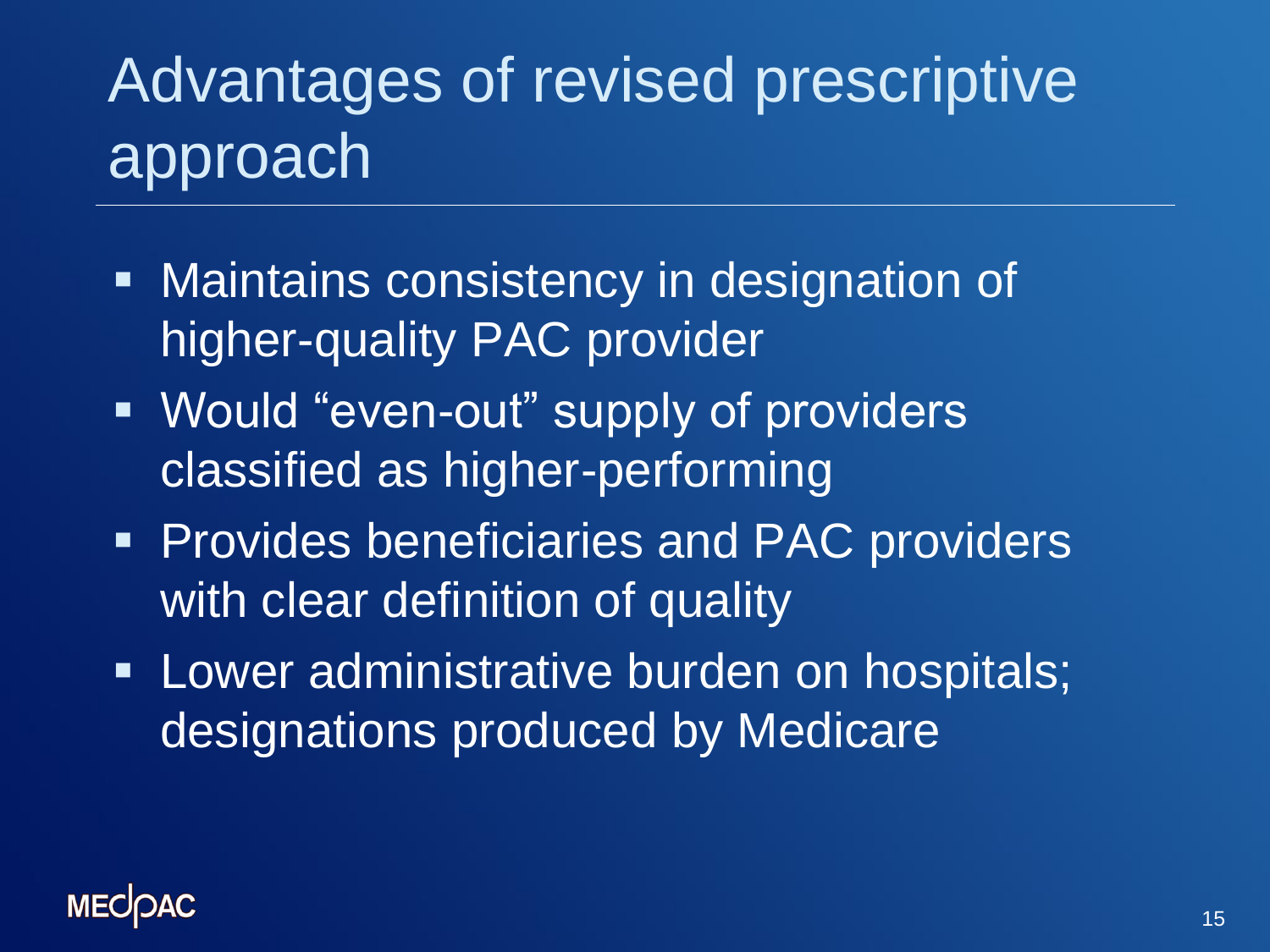# Advantages of revised prescriptive approach

- Maintains consistency in designation of higher-quality PAC provider
- Would "even-out" supply of providers classified as higher-performing
- Provides beneficiaries and PAC providers with clear definition of quality
- Lower administrative burden on hospitals; designations produced by Medicare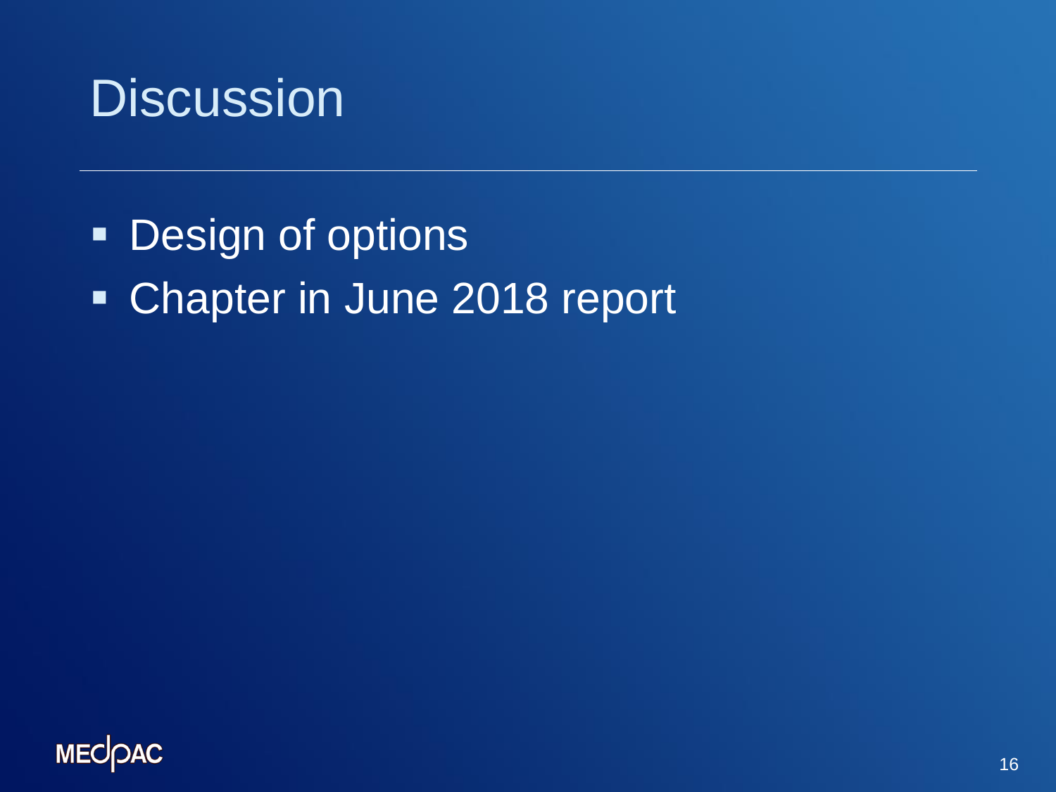# Discussion

- Design of options
- Chapter in June 2018 report